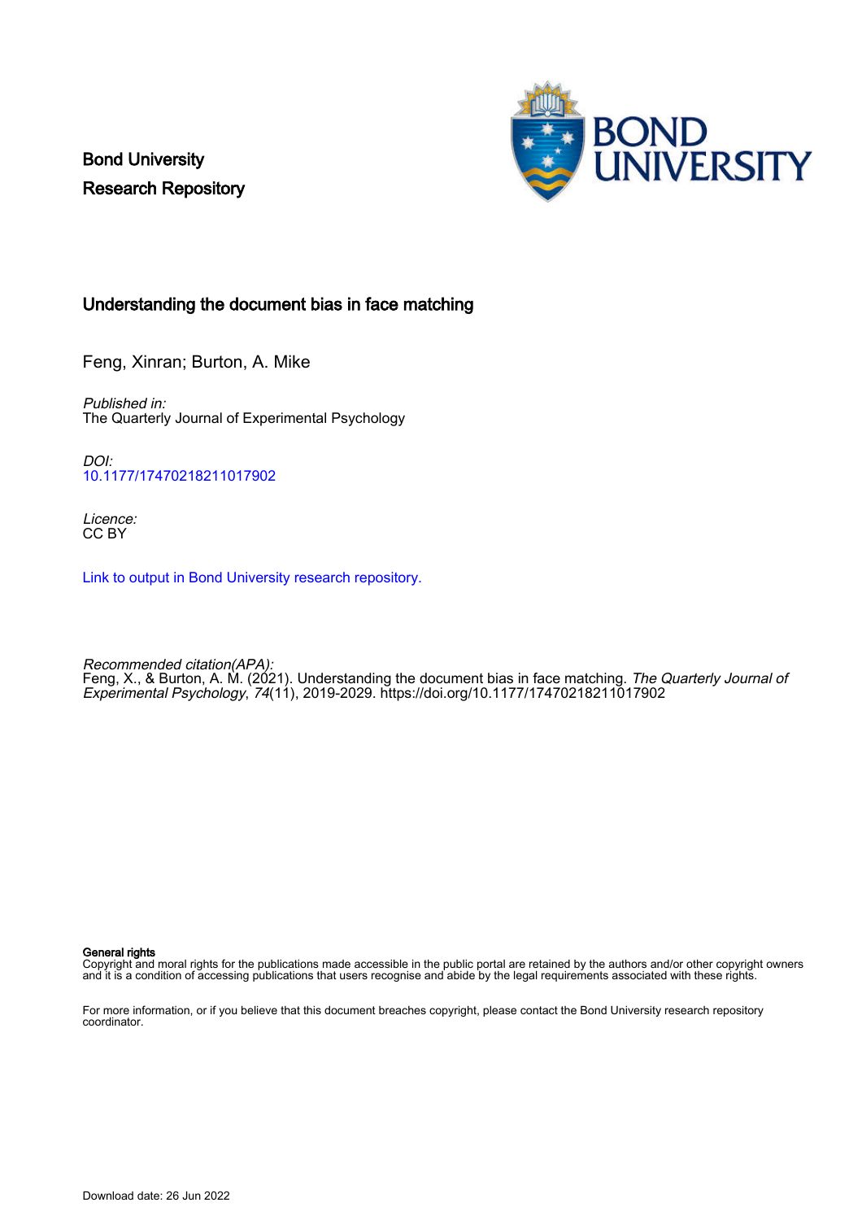Bond University
Research Repository

## Understanding the document bias in face matching

Feng, Xinran; Burton, A. Mike

*Published in:*
The Quarterly Journal of Experimental Psychology

*DOI:*
10.1177/17470218211017902

*Licence:*
CC BY

Link to output in Bond University research repository.

*Recommended citation(APA):*
Feng, X., & Burton, A. M. (2021). Understanding the document bias in face matching. *The Quarterly Journal of Experimental Psychology*, *74*(11), 2019-2029. https://doi.org/10.1177/17470218211017902

**General rights**
Copyright and moral rights for the publications made accessible in the public portal are retained by the authors and/or other copyright owners and it is a condition of accessing publications that users recognise and abide by the legal requirements associated with these rights.

For more information, or if you believe that this document breaches copyright, please contact the Bond University research repository coordinator.

Download date: 26 Jun 2022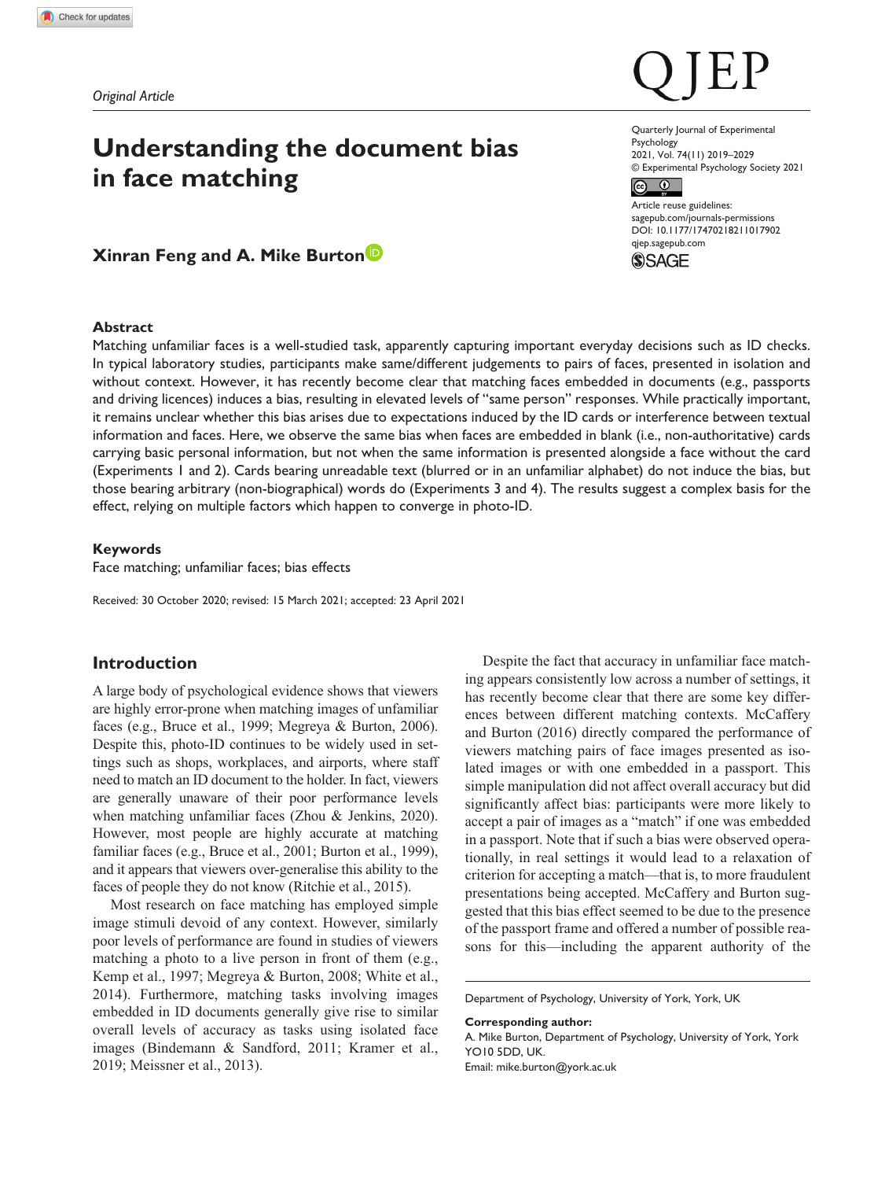*Original Article*

# Understanding the document bias in face matching

**Xinran Feng and A. Mike Burton**

Quarterly Journal of Experimental Psychology
2021, Vol. 74(11) 2019–2029
© Experimental Psychology Society 2021
Article reuse guidelines: sagepub.com/journals-permissions
DOI: 10.1177/17470218211017902
qjep.sagepub.com

### Abstract

Matching unfamiliar faces is a well-studied task, apparently capturing important everyday decisions such as ID checks. In typical laboratory studies, participants make same/different judgements to pairs of faces, presented in isolation and without context. However, it has recently become clear that matching faces embedded in documents (e.g., passports and driving licences) induces a bias, resulting in elevated levels of "same person" responses. While practically important, it remains unclear whether this bias arises due to expectations induced by the ID cards or interference between textual information and faces. Here, we observe the same bias when faces are embedded in blank (i.e., non-authoritative) cards carrying basic personal information, but not when the same information is presented alongside a face without the card (Experiments 1 and 2). Cards bearing unreadable text (blurred or in an unfamiliar alphabet) do not induce the bias, but those bearing arbitrary (non-biographical) words do (Experiments 3 and 4). The results suggest a complex basis for the effect, relying on multiple factors which happen to converge in photo-ID.

### Keywords

Face matching; unfamiliar faces; bias effects

Received: 30 October 2020; revised: 15 March 2021; accepted: 23 April 2021

## Introduction

A large body of psychological evidence shows that viewers are highly error-prone when matching images of unfamiliar faces (e.g., Bruce et al., 1999; Megreya & Burton, 2006). Despite this, photo-ID continues to be widely used in settings such as shops, workplaces, and airports, where staff need to match an ID document to the holder. In fact, viewers are generally unaware of their poor performance levels when matching unfamiliar faces (Zhou & Jenkins, 2020). However, most people are highly accurate at matching familiar faces (e.g., Bruce et al., 2001; Burton et al., 1999), and it appears that viewers over-generalise this ability to the faces of people they do not know (Ritchie et al., 2015).

Most research on face matching has employed simple image stimuli devoid of any context. However, similarly poor levels of performance are found in studies of viewers matching a photo to a live person in front of them (e.g., Kemp et al., 1997; Megreya & Burton, 2008; White et al., 2014). Furthermore, matching tasks involving images embedded in ID documents generally give rise to similar overall levels of accuracy as tasks using isolated face images (Bindemann & Sandford, 2011; Kramer et al., 2019; Meissner et al., 2013).

Despite the fact that accuracy in unfamiliar face matching appears consistently low across a number of settings, it has recently become clear that there are some key differences between different matching contexts. McCaffery and Burton (2016) directly compared the performance of viewers matching pairs of face images presented as isolated images or with one embedded in a passport. This simple manipulation did not affect overall accuracy but did significantly affect bias: participants were more likely to accept a pair of images as a "match" if one was embedded in a passport. Note that if such a bias were observed operationally, in real settings it would lead to a relaxation of criterion for accepting a match—that is, to more fraudulent presentations being accepted. McCaffery and Burton suggested that this bias effect seemed to be due to the presence of the passport frame and offered a number of possible reasons for this—including the apparent authority of the

Department of Psychology, University of York, York, UK

**Corresponding author:**
A. Mike Burton, Department of Psychology, University of York, York YO10 5DD, UK.
Email: mike.burton@york.ac.uk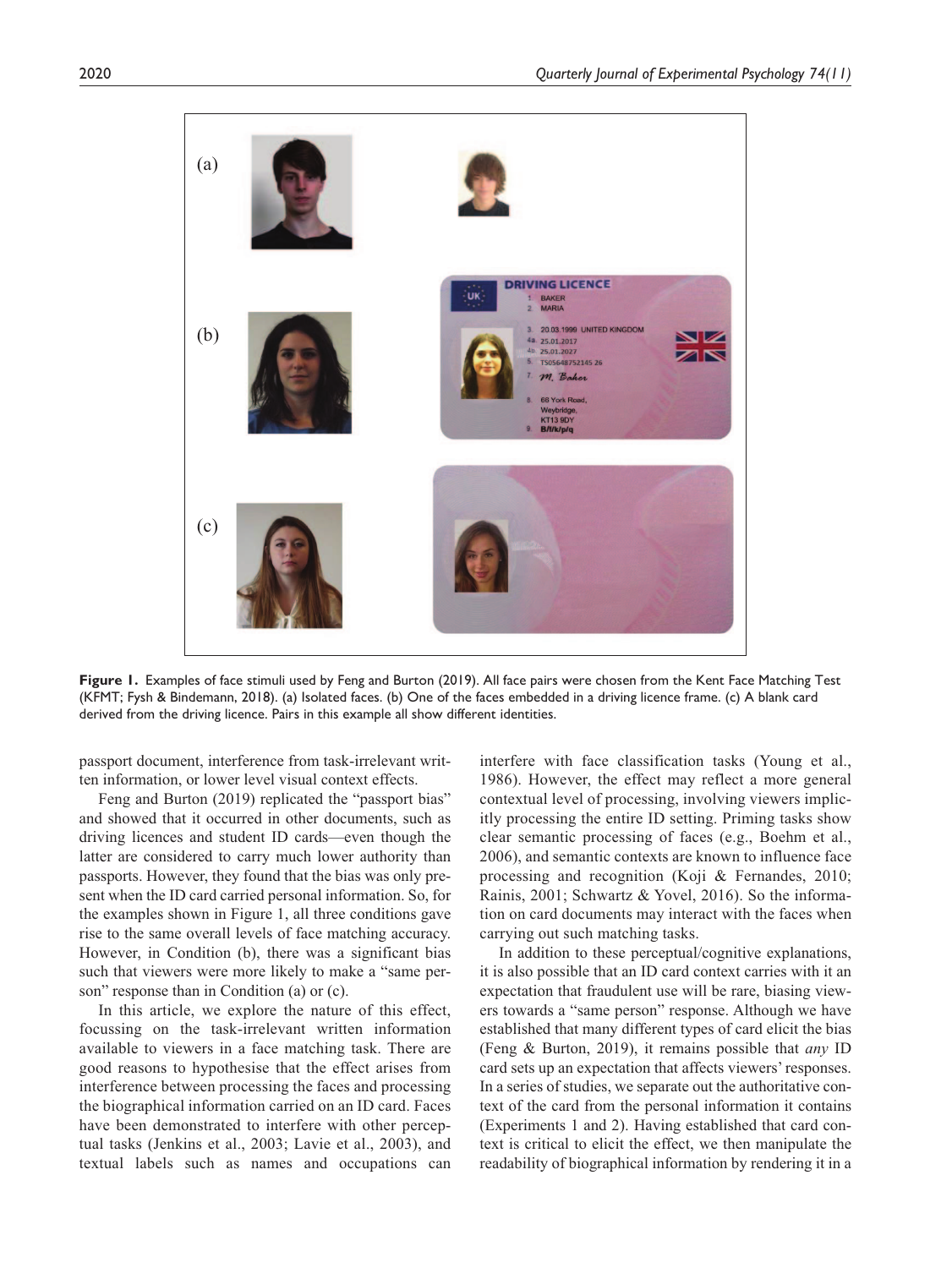**Figure 1.** Examples of face stimuli used by Feng and Burton (2019). All face pairs were chosen from the Kent Face Matching Test (KFMT; Fysh & Bindemann, 2018). (a) Isolated faces. (b) One of the faces embedded in a driving licence frame. (c) A blank card derived from the driving licence. Pairs in this example all show different identities.

passport document, interference from task-irrelevant written information, or lower level visual context effects.

Feng and Burton (2019) replicated the "passport bias" and showed that it occurred in other documents, such as driving licences and student ID cards—even though the latter are considered to carry much lower authority than passports. However, they found that the bias was only present when the ID card carried personal information. So, for the examples shown in Figure 1, all three conditions gave rise to the same overall levels of face matching accuracy. However, in Condition (b), there was a significant bias such that viewers were more likely to make a "same person" response than in Condition (a) or (c).

In this article, we explore the nature of this effect, focussing on the task-irrelevant written information available to viewers in a face matching task. There are good reasons to hypothesise that the effect arises from interference between processing the faces and processing the biographical information carried on an ID card. Faces have been demonstrated to interfere with other perceptual tasks (Jenkins et al., 2003; Lavie et al., 2003), and textual labels such as names and occupations can interfere with face classification tasks (Young et al., 1986). However, the effect may reflect a more general contextual level of processing, involving viewers implicitly processing the entire ID setting. Priming tasks show clear semantic processing of faces (e.g., Boehm et al., 2006), and semantic contexts are known to influence face processing and recognition (Koji & Fernandes, 2010; Rainis, 2001; Schwartz & Yovel, 2016). So the information on card documents may interact with the faces when carrying out such matching tasks.

In addition to these perceptual/cognitive explanations, it is also possible that an ID card carries with it an expectation that fraudulent use will be rare, biasing viewers towards a "same person" response. Although we have established that many different types of card elicit the bias (Feng & Burton, 2019), it remains possible that *any* ID card sets up an expectation that affects viewers' responses. In a series of studies, we separate out the authoritative context of the card from the personal information it contains (Experiments 1 and 2). Having established that card context is critical to elicit the effect, we then manipulate the readability of biographical information by rendering it in a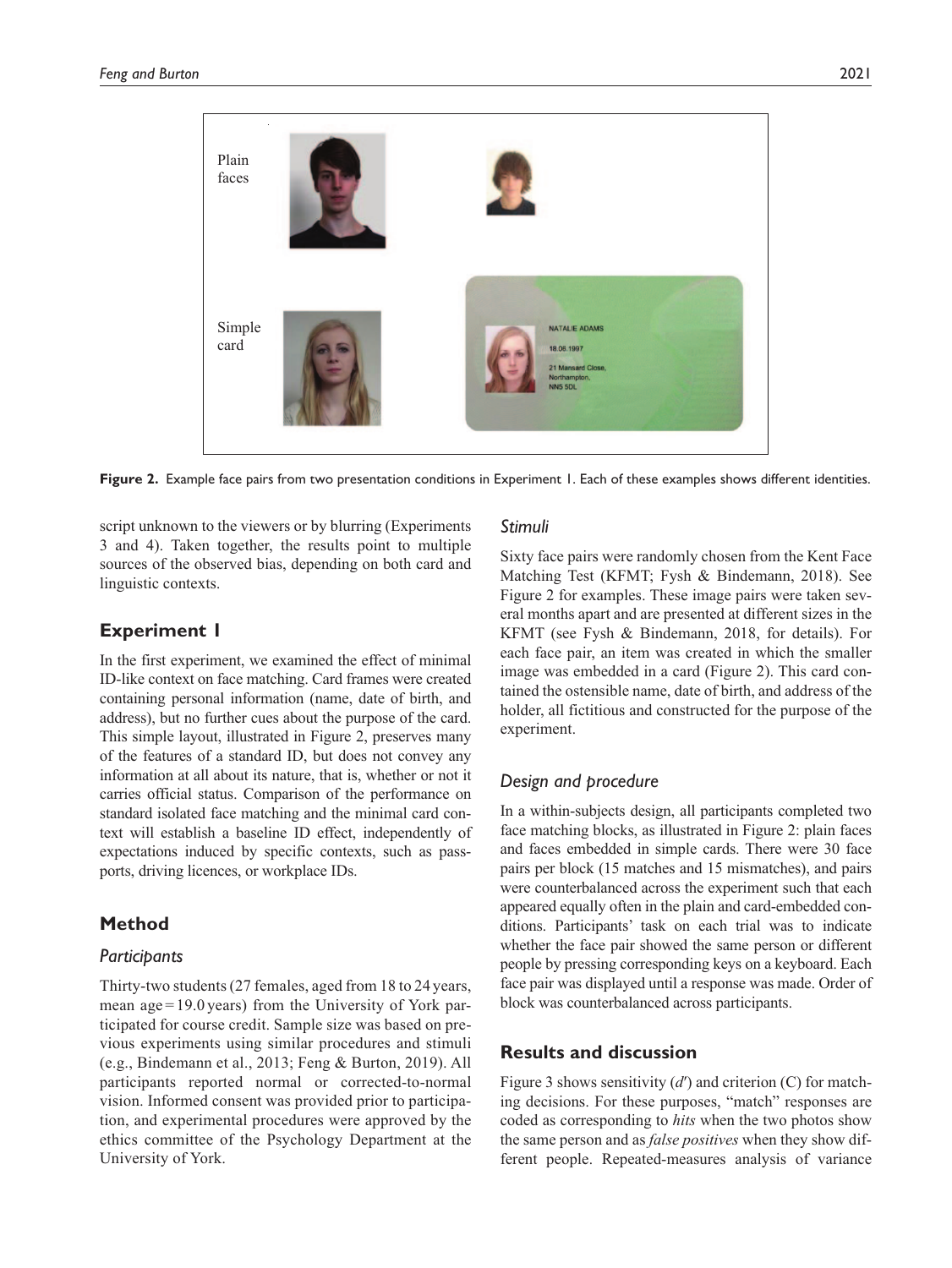**Figure 2.** Example face pairs from two presentation conditions in Experiment 1. Each of these examples shows different identities.

script unknown to the viewers or by blurring (Experiments 3 and 4). Taken together, the results point to multiple sources of the observed bias, depending on both card and linguistic contexts.

## Experiment 1

In the first experiment, we examined the effect of minimal ID-like context on face matching. Card frames were created containing personal information (name, date of birth, and address), but no further cues about the purpose of the card. This simple layout, illustrated in Figure 2, preserves many of the features of a standard ID, but does not convey any information at all about its nature, that is, whether or not it carries official status. Comparison of the performance on standard isolated face matching and the minimal card context will establish a baseline ID effect, independently of expectations induced by specific contexts, such as passports, driving licences, or workplace IDs.

## Method

### Participants

Thirty-two students (27 females, aged from 18 to 24 years, mean age = 19.0 years) from the University of York participated for course credit. Sample size was based on previous experiments using similar procedures and stimuli (e.g., Bindemann et al., 2013; Feng & Burton, 2019). All participants reported normal or corrected-to-normal vision. Informed consent was provided prior to participation, and experimental procedures were approved by the ethics committee of the Psychology Department at the University of York.

### Stimuli

Sixty face pairs were randomly chosen from the Kent Face Matching Test (KFMT; Fysh & Bindemann, 2018). See Figure 2 for examples. These image pairs were taken several months apart and are presented at different sizes in the KFMT (see Fysh & Bindemann, 2018, for details). For each face pair, an item was created in which the smaller image was embedded in a card (Figure 2). This card contained the ostensible name, date of birth, and address of the holder, all fictitious and constructed for the purpose of the experiment.

### Design and procedure

In a within-subjects design, all participants completed two face matching blocks, as illustrated in Figure 2: plain faces and faces embedded in simple cards. There were 30 face pairs per block (15 matches and 15 mismatches), and pairs were counterbalanced across the experiment such that each appeared equally often in the plain and card-embedded conditions. Participants' task on each trial was to indicate whether the face pair showed the same person or different people by pressing corresponding keys on a keyboard. Each face pair was displayed until a response was made. Order of block was counterbalanced across participants.

## Results and discussion

Figure 3 shows sensitivity ($d'$) and criterion (C) for matching decisions. For these purposes, "match" responses are coded as corresponding to *hits* when the two photos show the same person and as *false positives* when they show different people. Repeated-measures analysis of variance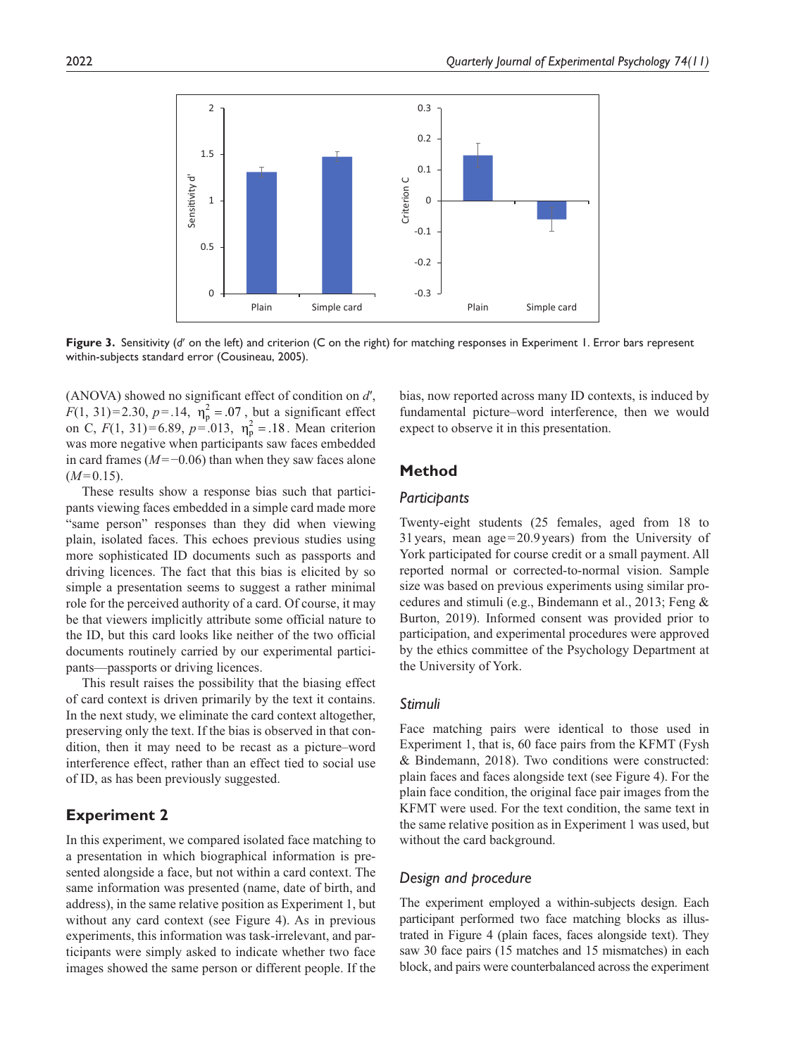**Figure 3.** Sensitivity (*d*′ on the left) and criterion (C on the right) for matching responses in Experiment 1. Error bars represent within-subjects standard error (Cousineau, 2005).

(ANOVA) showed no significant effect of condition on *d*′, $F(1, 31)=2.30$, $p=.14$, $\eta_p^2=.07$, but a significant effect on C, $F(1, 31)=6.89$, $p=.013$, $\eta_p^2=.18$. Mean criterion was more negative when participants saw faces embedded in card frames ($M=-0.06$) than when they saw faces alone ($M=0.15$).

These results show a response bias such that participants viewing faces embedded in a simple card made more "same person" responses than they did when viewing plain, isolated faces. This echoes previous studies using more sophisticated ID documents such as passports and driving licences. The fact that this bias is elicited by so simple a presentation seems to suggest a rather minimal role for the perceived authority of a card. Of course, it may be that viewers implicitly attribute some official nature to the ID, but this card looks like neither of the two official documents routinely carried by our experimental participants—passports or driving licences.

This result raises the possibility that the biasing effect of card context is driven primarily by the text it contains. In the next study, we eliminate the card context altogether, preserving only the text. If the bias is observed in that condition, then it may need to be recast as a picture–word interference effect, rather than an effect tied to social use of ID, as has been previously suggested.

## Experiment 2

In this experiment, we compared isolated face matching to a presentation in which biographical information is presented alongside a face, but not within a card context. The same information was presented (name, date of birth, and address), in the same relative position as Experiment 1, but without any card context (see Figure 4). As in previous experiments, this information was task-irrelevant, and participants were simply asked to indicate whether two face images showed the same person or different people. If the bias, now reported across many ID contexts, is induced by fundamental picture–word interference, then we would expect to observe it in this presentation.

## Method

### Participants

Twenty-eight students (25 females, aged from 18 to 31 years, mean age = 20.9 years) from the University of York participated for course credit or a small payment. All reported normal or corrected-to-normal vision. Sample size was based on previous experiments using similar procedures and stimuli (e.g., Bindemann et al., 2013; Feng & Burton, 2019). Informed consent was provided prior to participation, and experimental procedures were approved by the ethics committee of the Psychology Department at the University of York.

### Stimuli

Face matching pairs were identical to those used in Experiment 1, that is, 60 face pairs from the KFMT (Fysh & Bindemann, 2018). Two conditions were constructed: plain faces and faces alongside text (see Figure 4). For the plain face condition, the original face pair images from the KFMT were used. For the text condition, the same text in the same relative position as in Experiment 1 was used, but without the card background.

### Design and procedure

The experiment employed a within-subjects design. Each participant performed two face matching blocks as illustrated in Figure 4 (plain faces, faces alongside text). They saw 30 face pairs (15 matches and 15 mismatches) in each block, and pairs were counterbalanced across the experiment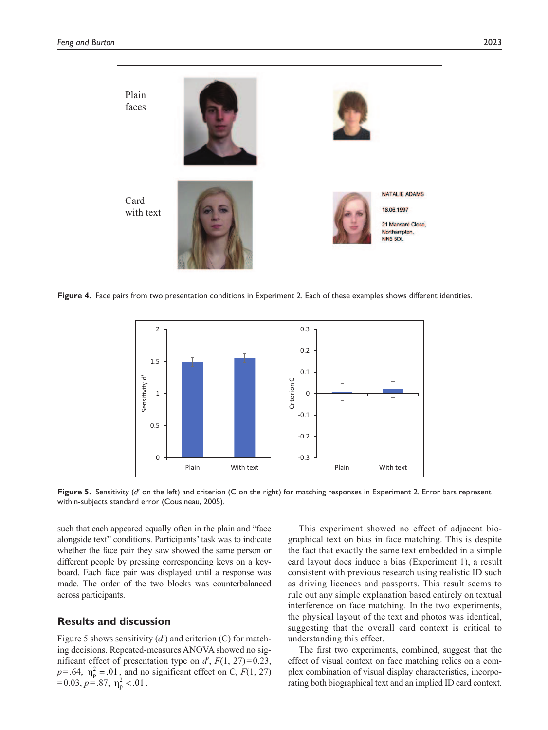**Figure 4.** Face pairs from two presentation conditions in Experiment 2. Each of these examples shows different identities.

**Figure 5.** Sensitivity ($d'$ on the left) and criterion (C on the right) for matching responses in Experiment 2. Error bars represent within-subjects standard error (Cousineau, 2005).

such that each appeared equally often in the plain and "face alongside text" conditions. Participants' task was to indicate whether the face pair they saw showed the same person or different people by pressing corresponding keys on a keyboard. Each face pair was displayed until a response was made. The order of the two blocks was counterbalanced across participants.

## Results and discussion

Figure 5 shows sensitivity ($d'$) and criterion (C) for matching decisions. Repeated-measures ANOVA showed no significant effect of presentation type on $d'$, $F(1, 27)=0.23$, $p=.64$, $\eta_p^2=.01$, and no significant effect on C, $F(1, 27)=0.03$, $p=.87$, $\eta_p^2<.01$.

This experiment showed no effect of adjacent biographical text on bias in face matching. This is despite the fact that exactly the same text embedded in a simple card layout does induce a bias (Experiment 1), a result consistent with previous research using realistic ID such as driving licences and passports. This result seems to rule out any simple explanation based entirely on textual interference on face matching. In the two experiments, the physical layout of the text and photos was identical, suggesting that the overall card context is critical to understanding this effect.

The first two experiments, combined, suggest that the effect of visual context on face matching relies on a complex combination of visual display characteristics, incorporating both biographical text and an implied ID card context.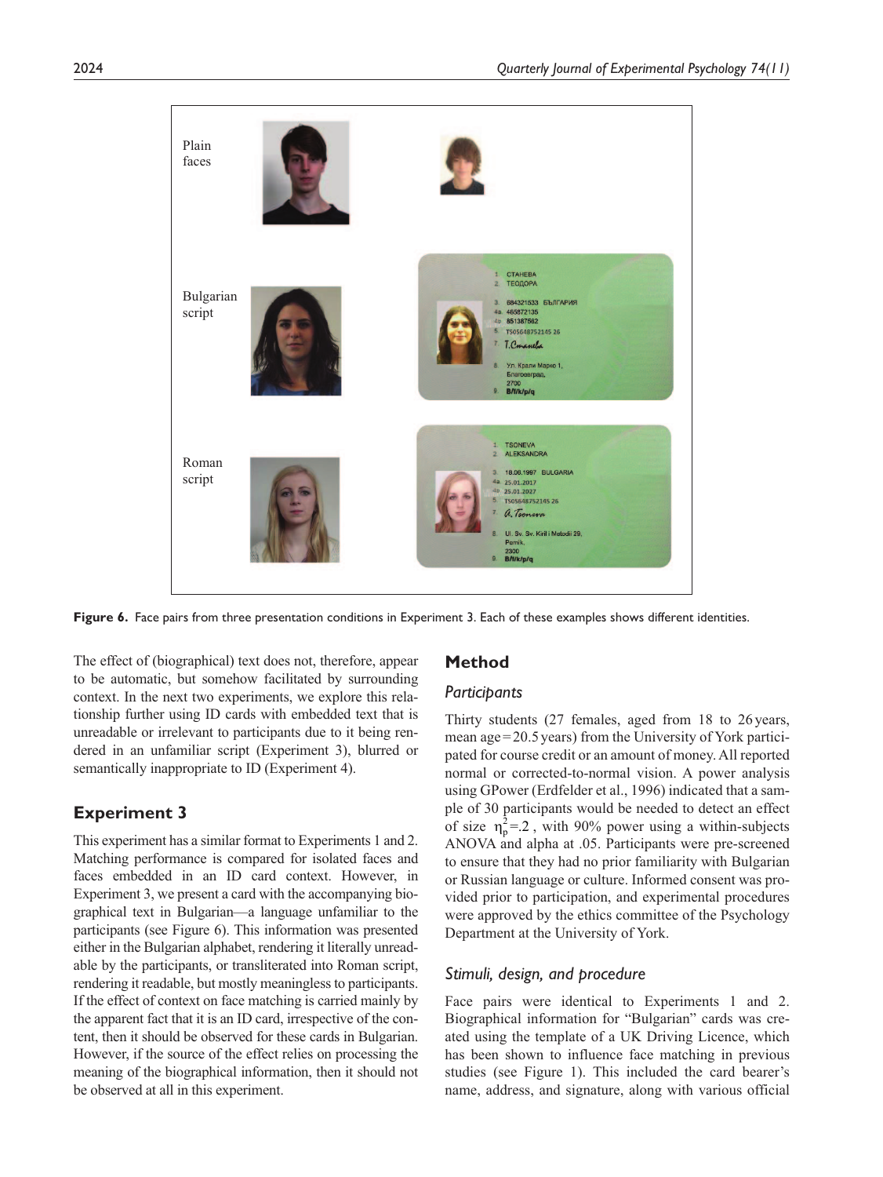Plain faces

Bulgarian script

Roman script

**Figure 6.** Face pairs from three presentation conditions in Experiment 3. Each of these examples shows different identities.

The effect of (biographical) text does not, therefore, appear to be automatic, but somehow facilitated by surrounding context. In the next two experiments, we explore this relationship further using ID cards with embedded text that is unreadable or irrelevant to participants due to it being rendered in an unfamiliar script (Experiment 3), blurred or semantically inappropriate to ID (Experiment 4).

## Experiment 3

This experiment has a similar format to Experiments 1 and 2. Matching performance is compared for isolated faces and faces embedded in an ID card context. However, in Experiment 3, we present a card with the accompanying biographical text in Bulgarian—a language unfamiliar to the participants (see Figure 6). This information was presented either in the Bulgarian alphabet, rendering it literally unreadable by the participants, or transliterated into Roman script, rendering it readable, but mostly meaningless to participants. If the effect of context on face matching is carried mainly by the apparent fact that it is an ID card, irrespective of the content, then it should be observed for these cards in Bulgarian. However, if the source of the effect relies on processing the meaning of the biographical information, then it should not be observed at all in this experiment.

## Method

### *Participants*

Thirty students (27 females, aged from 18 to 26 years, mean age = 20.5 years) from the University of York participated for course credit or an amount of money. All reported normal or corrected-to-normal vision. A power analysis using GPower (Erdfelder et al., 1996) indicated that a sample of 30 participants would be needed to detect an effect of size $\eta_p^2 = .2$, with 90% power using a within-subjects ANOVA and alpha at .05. Participants were pre-screened to ensure that they had no prior familiarity with Bulgarian or Russian language or culture. Informed consent was provided prior to participation, and experimental procedures were approved by the ethics committee of the Psychology Department at the University of York.

### *Stimuli, design, and procedure*

Face pairs were identical to Experiments 1 and 2. Biographical information for "Bulgarian" cards was created using the template of a UK Driving Licence, which has been shown to influence face matching in previous studies (see Figure 1). This included the card bearer's name, address, and signature, along with various official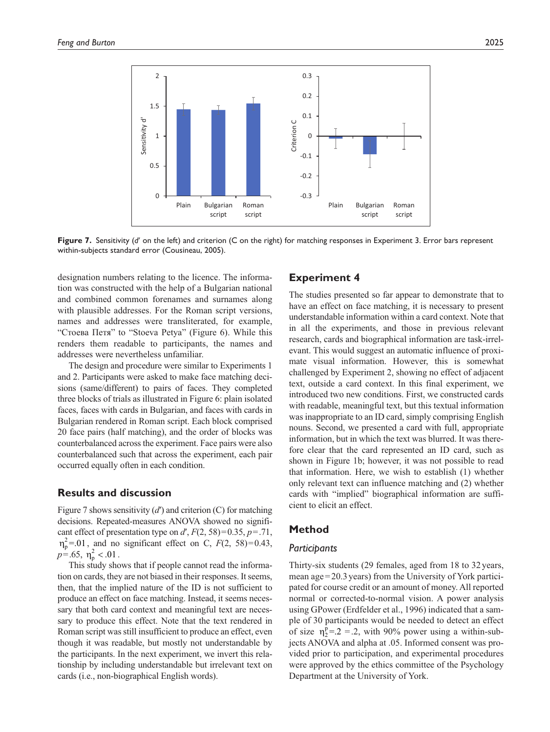Figure 7. Sensitivity ($d'$ on the left) and criterion (C on the right) for matching responses in Experiment 3. Error bars represent within-subjects standard error (Cousineau, 2005).

designation numbers relating to the licence. The information was constructed with the help of a Bulgarian national and combined common forenames and surnames along with plausible addresses. For the Roman script versions, names and addresses were transliterated, for example, "Стоева Петя" to "Stoeva Petya" (Figure 6). While this renders them readable to participants, the names and addresses were nevertheless unfamiliar.

The design and procedure were similar to Experiments 1 and 2. Participants were asked to make face matching decisions (same/different) to pairs of faces. They completed three blocks of trials as illustrated in Figure 6: plain isolated faces, faces with cards in Bulgarian, and faces with cards in Bulgarian rendered in Roman script. Each block comprised 20 face pairs (half matching), and the order of blocks was counterbalanced across the experiment. Face pairs were also counterbalanced such that across the experiment, each pair occurred equally often in each condition.

## Results and discussion

Figure 7 shows sensitivity ($d'$) and criterion (C) for matching decisions. Repeated-measures ANOVA showed no significant effect of presentation type on $d'$, $F(2, 58)=0.35$, $p=.71$, $\eta_p^2=.01$, and no significant effect on C, $F(2, 58)=0.43$, $p=.65$, $\eta_p^2<.01$.

This study shows that if people cannot read the information on cards, they are not biased in their responses. It seems, then, that the implied nature of the ID is not sufficient to produce an effect on face matching. Instead, it seems necessary that both card context and meaningful text are necessary to produce this effect. Note that the text rendered in Roman script was still insufficient to produce an effect, even though it was readable, but mostly not understandable by the participants. In the next experiment, we invert this relationship by including understandable but irrelevant text on cards (i.e., non-biographical English words).

## Experiment 4

The studies presented so far appear to demonstrate that to have an effect on face matching, it is necessary to present understandable information within a card context. Note that in all the experiments, and those in previous relevant research, cards and biographical information are task-irrelevant. This would suggest an automatic influence of proximate visual information. However, this is somewhat challenged by Experiment 2, showing no effect of adjacent text, outside a card context. In this final experiment, we introduced two new conditions. First, we constructed cards with readable, meaningful text, but this textual information was inappropriate to an ID card, simply comprising English nouns. Second, we presented a card with full, appropriate information, but in which the text was blurred. It was therefore clear that the card represented an ID card, such as shown in Figure 1b; however, it was not possible to read that information. Here, we wish to establish (1) whether only relevant text can influence matching and (2) whether cards with "implied" biographical information are sufficient to elicit an effect.

## Method

### Participants

Thirty-six students (29 females, aged from 18 to 32 years, mean age = 20.3 years) from the University of York participated for course credit or an amount of money. All reported normal or corrected-to-normal vision. A power analysis using GPower (Erdfelder et al., 1996) indicated that a sample of 30 participants would be needed to detect an effect of size $\eta_2^p=.2=.2$, with 90% power using a within-subjects ANOVA and alpha at .05. Informed consent was provided prior to participation, and experimental procedures were approved by the ethics committee of the Psychology Department at the University of York.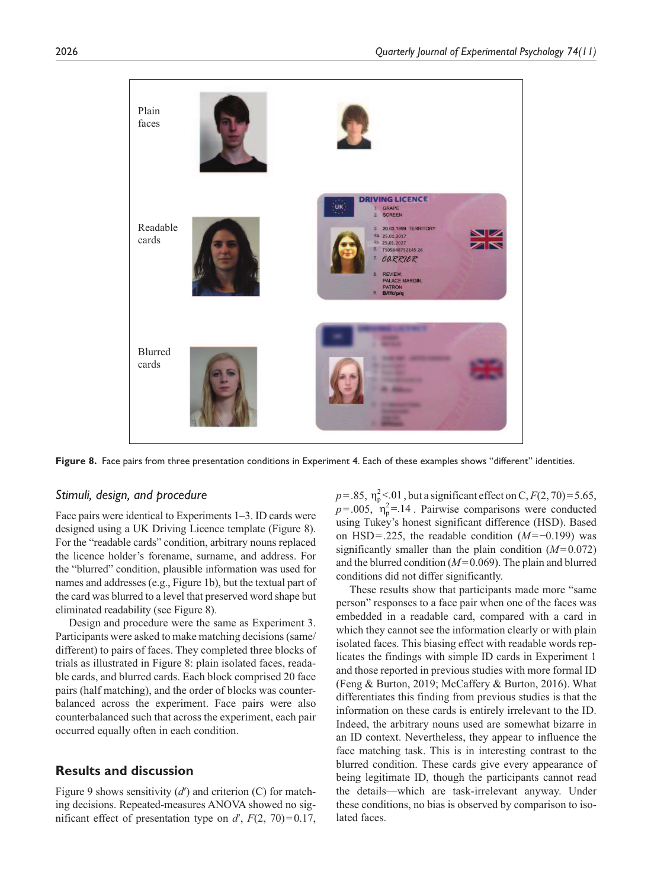Figure 8. Face pairs from three presentation conditions in Experiment 4. Each of these examples shows "different" identities.

### Stimuli, design, and procedure

Face pairs were identical to Experiments 1–3. ID cards were designed using a UK Driving Licence template (Figure 8). For the "readable cards" condition, arbitrary nouns replaced the licence holder's forename, surname, and address. For the "blurred" condition, plausible information was used for names and addresses (e.g., Figure 1b), but the textual part of the card was blurred to a level that preserved word shape but eliminated readability (see Figure 8).

Design and procedure were the same as Experiment 3. Participants were asked to make matching decisions (same/different) to pairs of faces. They completed three blocks of trials as illustrated in Figure 8: plain isolated faces, readable cards, and blurred cards. Each block comprised 20 face pairs (half matching), and the order of blocks was counterbalanced across the experiment. Face pairs were also counterbalanced such that across the experiment, each pair occurred equally often in each condition.

## Results and discussion

Figure 9 shows sensitivity ($d'$) and criterion (C) for matching decisions. Repeated-measures ANOVA showed no significant effect of presentation type on $d'$, $F(2, 70)=0.17$, $p=.85$, $\eta_p^2<.01$, but a significant effect on C, $F(2, 70)=5.65$, $p=.005$, $\eta_p^2=.14$. Pairwise comparisons were conducted using Tukey's honest significant difference (HSD). Based on HSD=.225, the readable condition ($M=-0.199$) was significantly smaller than the plain condition ($M=0.072$) and the blurred condition ($M=0.069$). The plain and blurred conditions did not differ significantly.

These results show that participants made more "same person" responses to a face pair when one of the faces was embedded in a readable card, compared with a card in which they cannot see the information clearly or with plain isolated faces. This biasing effect with readable words replicates the findings with simple ID cards in Experiment 1 and those reported in previous studies with more formal ID (Feng & Burton, 2019; McCaffery & Burton, 2016). What differentiates this finding from previous studies is that the information on these cards is entirely irrelevant to the ID. Indeed, the arbitrary nouns used are somewhat bizarre in an ID context. Nevertheless, they appear to influence the face matching task. This is in interesting contrast to the blurred condition. These cards give every appearance of being legitimate ID, though the participants cannot read the details—which are task-irrelevant anyway. Under these conditions, no bias is observed by comparison to isolated faces.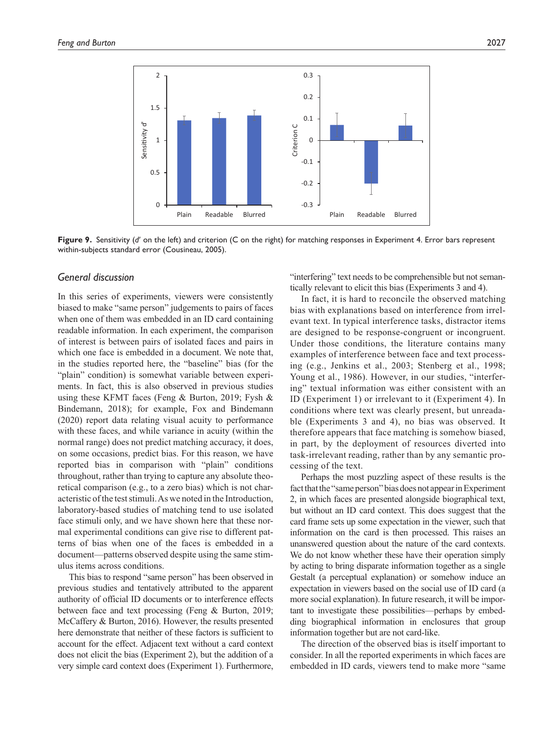Figure 9. Sensitivity ($d'$ on the left) and criterion (C on the right) for matching responses in Experiment 4. Error bars represent within-subjects standard error (Cousineau, 2005).

## General discussion

In this series of experiments, viewers were consistently biased to make "same person" judgements to pairs of faces when one of them was embedded in an ID card containing readable information. In each experiment, the comparison of interest is between pairs of isolated faces and pairs in which one face is embedded in a document. We note that, in the studies reported here, the "baseline" bias (for the "plain" condition) is somewhat variable between experiments. In fact, this is also observed in previous studies using these KFMT faces (Feng & Burton, 2019; Fysh & Bindemann, 2018); for example, Fox and Bindemann (2020) report data relating visual acuity to performance with these faces, and while variance in acuity (within the normal range) does not predict matching accuracy, it does, on some occasions, predict bias. For this reason, we have reported bias in comparison with "plain" conditions throughout, rather than trying to capture any absolute theoretical comparison (e.g., to a zero bias) which is not characteristic of the test stimuli. As we noted in the Introduction, laboratory-based studies of matching tend to use isolated face stimuli only, and we have shown here that these normal experimental conditions can give rise to different patterns of bias when one of the faces is embedded in a document—patterns observed despite using the same stimulus items across conditions.

This bias to respond "same person" has been observed in previous studies and tentatively attributed to the apparent authority of official ID documents or to interference effects between face and text processing (Feng & Burton, 2019; McCaffery & Burton, 2016). However, the results presented here demonstrate that neither of these factors is sufficient to account for the effect. Adjacent text without a card context does not elicit the bias (Experiment 2), but the addition of a very simple card context does (Experiment 1). Furthermore, "interfering" text needs to be comprehensible but not semantically relevant to elicit this bias (Experiments 3 and 4).

In fact, it is hard to reconcile the observed matching bias with explanations based on interference from irrelevant text. In typical interference tasks, distractor items are designed to be response-congruent or incongruent. Under those conditions, the literature contains many examples of interference between face and text processing (e.g., Jenkins et al., 2003; Stenberg et al., 1998; Young et al., 1986). However, in our studies, "interfering" textual information was either consistent with an ID (Experiment 1) or irrelevant to it (Experiment 4). In conditions where text was clearly present, but unreadable (Experiments 3 and 4), no bias was observed. It therefore appears that face matching is somehow biased, in part, by the deployment of resources diverted into task-irrelevant reading, rather than by any semantic processing of the text.

Perhaps the most puzzling aspect of these results is the fact that the "same person" bias does not appear in Experiment 2, in which faces are presented alongside biographical text, but without an ID card context. This does suggest that the card frame sets up some expectation in the viewer, such that information on the card is then processed. This raises an unanswered question about the nature of the card contexts. We do not know whether these have their operation simply by acting to bring disparate information together as a single Gestalt (a perceptual explanation) or somehow induce an expectation in viewers based on the social use of ID card (a more social explanation). In future research, it will be important to investigate these possibilities—perhaps by embedding biographical information in enclosures that group information together but are not card-like.

The direction of the observed bias is itself important to consider. In all the reported experiments in which faces are embedded in ID cards, viewers tend to make more "same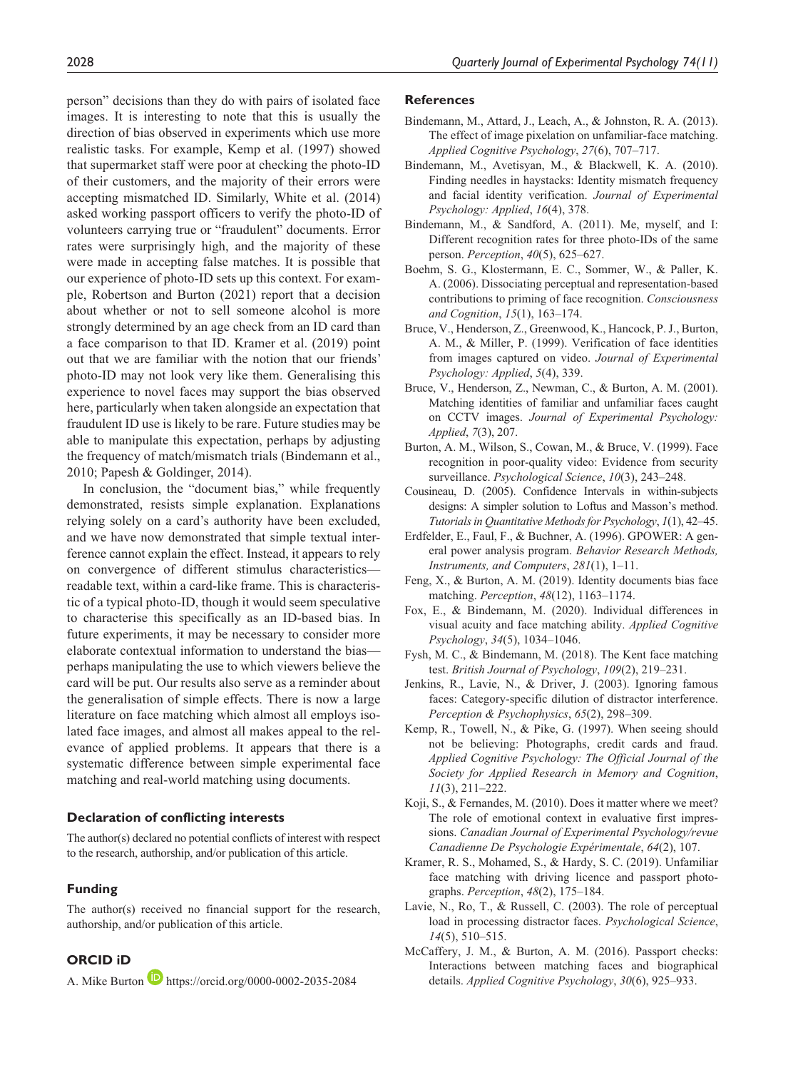person" decisions than they do with pairs of isolated face images. It is interesting to note that this is usually the direction of bias observed in experiments which use more realistic tasks. For example, Kemp et al. (1997) showed that supermarket staff were poor at checking the photo-ID of their customers, and the majority of their errors were accepting mismatched ID. Similarly, White et al. (2014) asked working passport officers to verify the photo-ID of volunteers carrying true or "fraudulent" documents. Error rates were surprisingly high, and the majority of these were made in accepting false matches. It is possible that our experience of photo-ID sets up this context. For example, Robertson and Burton (2021) report that a decision about whether or not to sell someone alcohol is more strongly determined by an age check from an ID card than a face comparison to that ID. Kramer et al. (2019) point out that we are familiar with the notion that our friends' photo-ID may not look very like them. Generalising this experience to novel faces may support the bias observed here, particularly when taken alongside an expectation that fraudulent ID use is likely to be rare. Future studies may be able to manipulate this expectation, perhaps by adjusting the frequency of match/mismatch trials (Bindemann et al., 2010; Papesh & Goldinger, 2014).

In conclusion, the "document bias," while frequently demonstrated, resists simple explanation. Explanations relying solely on a card's authority have been excluded, and we have now demonstrated that simple textual interference cannot explain the effect. Instead, it appears to rely on convergence of different stimulus characteristics—readable text, within a card-like frame. This is characteristic of a typical photo-ID, though it would seem speculative to characterise this specifically as an ID-based bias. In future experiments, it may be necessary to consider more elaborate contextual information to understand the bias—perhaps manipulating the use to which viewers believe the card will be put. Our results also serve as a reminder about the generalisation of simple effects. There is now a large literature on face matching which almost all employs isolated face images, and almost all makes appeal to the relevance of applied problems. It appears that there is a systematic difference between simple experimental face matching and real-world matching using documents.

### Declaration of conflicting interests

The author(s) declared no potential conflicts of interest with respect to the research, authorship, and/or publication of this article.

### Funding

The author(s) received no financial support for the research, authorship, and/or publication of this article.

### ORCID iD

A. Mike Burton https://orcid.org/0000-0002-2035-2084

### References

Bindemann, M., Attard, J., Leach, A., & Johnston, R. A. (2013). The effect of image pixelation on unfamiliar-face matching. *Applied Cognitive Psychology*, *27*(6), 707–717.

Bindemann, M., Avetisyan, M., & Blackwell, K. A. (2010). Finding needles in haystacks: Identity mismatch frequency and facial identity verification. *Journal of Experimental Psychology: Applied*, *16*(4), 378.

Bindemann, M., & Sandford, A. (2011). Me, myself, and I: Different recognition rates for three photo-IDs of the same person. *Perception*, *40*(5), 625–627.

Boehm, S. G., Klostermann, E. C., Sommer, W., & Paller, K. A. (2006). Dissociating perceptual and representation-based contributions to priming of face recognition. *Consciousness and Cognition*, *15*(1), 163–174.

Bruce, V., Henderson, Z., Greenwood, K., Hancock, P. J., Burton, A. M., & Miller, P. (1999). Verification of face identities from images captured on video. *Journal of Experimental Psychology: Applied*, *5*(4), 339.

Bruce, V., Henderson, Z., Newman, C., & Burton, A. M. (2001). Matching identities of familiar and unfamiliar faces caught on CCTV images. *Journal of Experimental Psychology: Applied*, *7*(3), 207.

Burton, A. M., Wilson, S., Cowan, M., & Bruce, V. (1999). Face recognition in poor-quality video: Evidence from security surveillance. *Psychological Science*, *10*(3), 243–248.

Cousineau, D. (2005). Confidence Intervals in within-subjects designs: A simpler solution to Loftus and Masson's method. *Tutorials in Quantitative Methods for Psychology*, *1*(1), 42–45.

Erdfelder, E., Faul, F., & Buchner, A. (1996). GPOWER: A general power analysis program. *Behavior Research Methods, Instruments, and Computers*, *281*(1), 1–11.

Feng, X., & Burton, A. M. (2019). Identity documents bias face matching. *Perception*, *48*(12), 1163–1174.

Fox, E., & Bindemann, M. (2020). Individual differences in visual acuity and face matching ability. *Applied Cognitive Psychology*, *34*(5), 1034–1046.

Fysh, M. C., & Bindemann, M. (2018). The Kent face matching test. *British Journal of Psychology*, *109*(2), 219–231.

Jenkins, R., Lavie, N., & Driver, J. (2003). Ignoring famous faces: Category-specific dilution of distractor interference. *Perception & Psychophysics*, *65*(2), 298–309.

Kemp, R., Towell, N., & Pike, G. (1997). When seeing should not be believing: Photographs, credit cards and fraud. *Applied Cognitive Psychology: The Official Journal of the Society for Applied Research in Memory and Cognition*, *11*(3), 211–222.

Koji, S., & Fernandes, M. (2010). Does it matter where we meet? The role of emotional context in evaluative first impressions. *Canadian Journal of Experimental Psychology/revue Canadienne De Psychologie Expérimentale*, *64*(2), 107.

Kramer, R. S., Mohamed, S., & Hardy, S. C. (2019). Unfamiliar face matching with driving licence and passport photographs. *Perception*, *48*(2), 175–184.

Lavie, N., Ro, T., & Russell, C. (2003). The role of perceptual load in processing distractor faces. *Psychological Science*, *14*(5), 510–515.

McCaffery, J. M., & Burton, A. M. (2016). Passport checks: Interactions between matching faces and biographical details. *Applied Cognitive Psychology*, *30*(6), 925–933.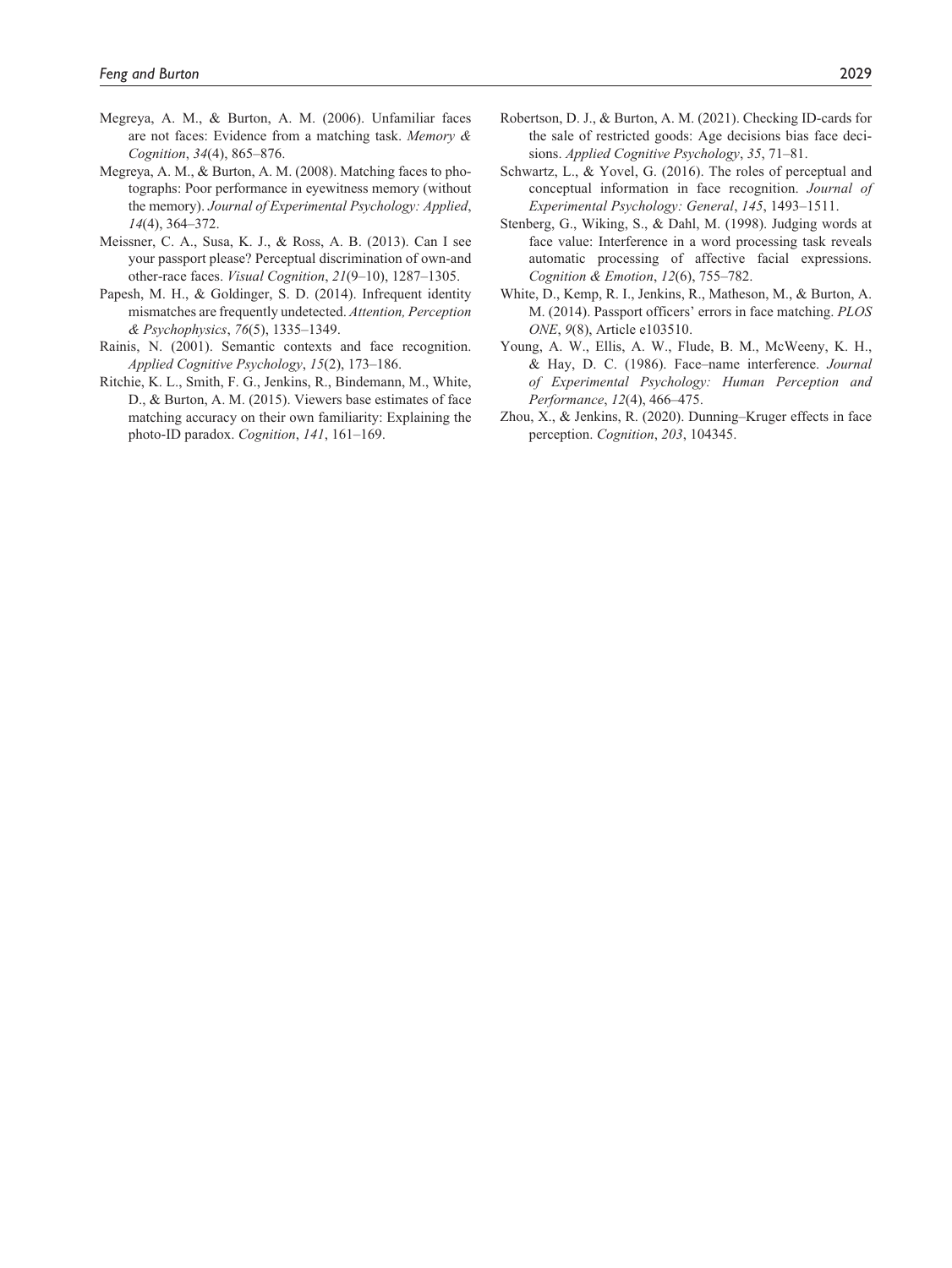Megreya, A. M., & Burton, A. M. (2006). Unfamiliar faces are not faces: Evidence from a matching task. *Memory & Cognition*, *34*(4), 865–876.

Megreya, A. M., & Burton, A. M. (2008). Matching faces to photographs: Poor performance in eyewitness memory (without the memory). *Journal of Experimental Psychology: Applied*, *14*(4), 364–372.

Meissner, C. A., Susa, K. J., & Ross, A. B. (2013). Can I see your passport please? Perceptual discrimination of own-and other-race faces. *Visual Cognition*, *21*(9–10), 1287–1305.

Papesh, M. H., & Goldinger, S. D. (2014). Infrequent identity mismatches are frequently undetected. *Attention, Perception & Psychophysics*, *76*(5), 1335–1349.

Rainis, N. (2001). Semantic contexts and face recognition. *Applied Cognitive Psychology*, *15*(2), 173–186.

Ritchie, K. L., Smith, F. G., Jenkins, R., Bindemann, M., White, D., & Burton, A. M. (2015). Viewers base estimates of face matching accuracy on their own familiarity: Explaining the photo-ID paradox. *Cognition*, *141*, 161–169.

Robertson, D. J., & Burton, A. M. (2021). Checking ID-cards for the sale of restricted goods: Age decisions bias face decisions. *Applied Cognitive Psychology*, *35*, 71–81.

Schwartz, L., & Yovel, G. (2016). The roles of perceptual and conceptual information in face recognition. *Journal of Experimental Psychology: General*, *145*, 1493–1511.

Stenberg, G., Wiking, S., & Dahl, M. (1998). Judging words at face value: Interference in a word processing task reveals automatic processing of affective facial expressions. *Cognition & Emotion*, *12*(6), 755–782.

White, D., Kemp, R. I., Jenkins, R., Matheson, M., & Burton, A. M. (2014). Passport officers' errors in face matching. *PLOS ONE*, *9*(8), Article e103510.

Young, A. W., Ellis, A. W., Flude, B. M., McWeeny, K. H., & Hay, D. C. (1986). Face–name interference. *Journal of Experimental Psychology: Human Perception and Performance*, *12*(4), 466–475.

Zhou, X., & Jenkins, R. (2020). Dunning–Kruger effects in face perception. *Cognition*, *203*, 104345.